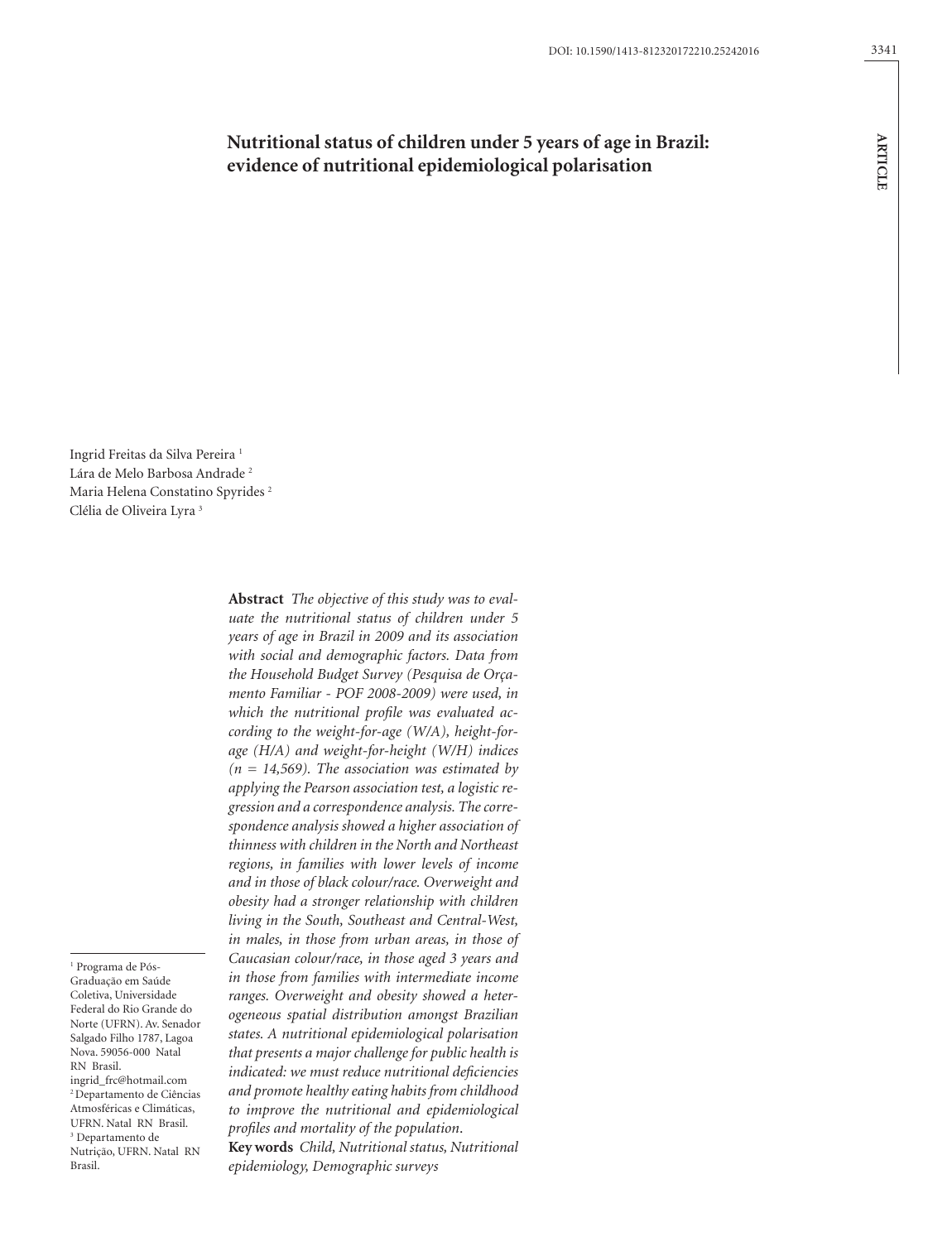# Nutritional status of children under 5 years of age in Brazil: evidence of nutritional epidemiological polarisation

Ingrid Freitas da Silva Pereira [1]
Lára de Melo Barbosa Andrade [2]
Maria Helena Constatino Spyrides [2]
Clélia de Oliveira Lyra [3]

**Abstract** *The objective of this study was to evaluate the nutritional status of children under 5 years of age in Brazil in 2009 and its association with social and demographic factors. Data from the Household Budget Survey (Pesquisa de Orçamento Familiar - POF 2008-2009) were used, in which the nutritional profile was evaluated according to the weight-for-age (W/A), height-for-age (H/A) and weight-for-height (W/H) indices (n = 14,569). The association was estimated by applying the Pearson association test, a logistic regression and a correspondence analysis. The correspondence analysis showed a higher association of thinness with children in the North and Northeast regions, in families with lower levels of income and in those of black colour/race. Overweight and obesity had a stronger relationship with children living in the South, Southeast and Central-West, in males, in those from urban areas, in those of Caucasian colour/race, in those aged 3 years and in those from families with intermediate income ranges. Overweight and obesity showed a heterogeneous spatial distribution amongst Brazilian states. A nutritional epidemiological polarisation that presents a major challenge for public health is indicated: we must reduce nutritional deficiencies and promote healthy eating habits from childhood to improve the nutritional and epidemiological profiles and mortality of the population.*

**Key words** *Child, Nutritional status, Nutritional epidemiology, Demographic surveys*

[1] Programa de Pós-Graduação em Saúde Coletiva, Universidade Federal do Rio Grande do Norte (UFRN). Av. Senador Salgado Filho 1787, Lagoa Nova. 59056-000 Natal RN Brasil. ingrid_frc@hotmail.com
[2] Departamento de Ciências Atmosféricas e Climáticas, UFRN. Natal RN Brasil.
[3] Departamento de Nutrição, UFRN. Natal RN Brasil.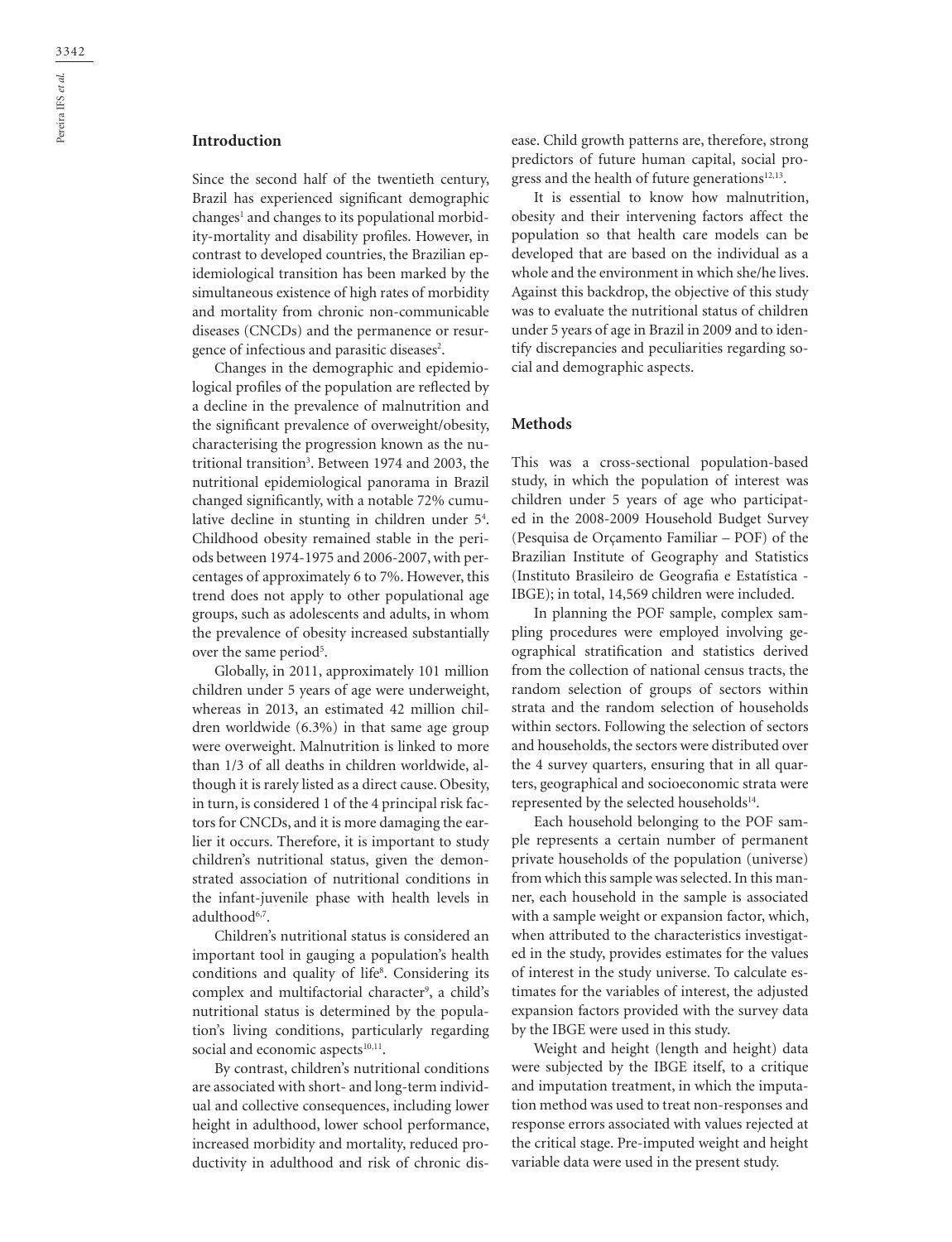## Introduction

Since the second half of the twentieth century, Brazil has experienced significant demographic changes[1] and changes to its populational morbidity-mortality and disability profiles. However, in contrast to developed countries, the Brazilian epidemiological transition has been marked by the simultaneous existence of high rates of morbidity and mortality from chronic non-communicable diseases (CNCDs) and the permanence or resurgence of infectious and parasitic diseases[2].

Changes in the demographic and epidemiological profiles of the population are reflected by a decline in the prevalence of malnutrition and the significant prevalence of overweight/obesity, characterising the progression known as the nutritional transition[3]. Between 1974 and 2003, the nutritional epidemiological panorama in Brazil changed significantly, with a notable 72% cumulative decline in stunting in children under 5[4]. Childhood obesity remained stable in the periods between 1974-1975 and 2006-2007, with percentages of approximately 6 to 7%. However, this trend does not apply to other populational age groups, such as adolescents and adults, in whom the prevalence of obesity increased substantially over the same period[5].

Globally, in 2011, approximately 101 million children under 5 years of age were underweight, whereas in 2013, an estimated 42 million children worldwide (6.3%) in that same age group were overweight. Malnutrition is linked to more than 1/3 of all deaths in children worldwide, although it is rarely listed as a direct cause. Obesity, in turn, is considered 1 of the 4 principal risk factors for CNCDs, and it is more damaging the earlier it occurs. Therefore, it is important to study children's nutritional status, given the demonstrated association of nutritional conditions in the infant-juvenile phase with health levels in adulthood[6,7].

Children's nutritional status is considered an important tool in gauging a population's health conditions and quality of life[8]. Considering its complex and multifactorial character[9], a child's nutritional status is determined by the population's living conditions, particularly regarding social and economic aspects[10,11].

By contrast, children's nutritional conditions are associated with short- and long-term individual and collective consequences, including lower height in adulthood, lower school performance, increased morbidity and mortality, reduced productivity in adulthood and risk of chronic disease. Child growth patterns are, therefore, strong predictors of future human capital, social progress and the health of future generations[12,13].

It is essential to know how malnutrition, obesity and their intervening factors affect the population so that health care models can be developed that are based on the individual as a whole and the environment in which she/he lives. Against this backdrop, the objective of this study was to evaluate the nutritional status of children under 5 years of age in Brazil in 2009 and to identify discrepancies and peculiarities regarding social and demographic aspects.

## Methods

This was a cross-sectional population-based study, in which the population of interest was children under 5 years of age who participated in the 2008-2009 Household Budget Survey (Pesquisa de Orçamento Familiar – POF) of the Brazilian Institute of Geography and Statistics (Instituto Brasileiro de Geografia e Estatística - IBGE); in total, 14,569 children were included.

In planning the POF sample, complex sampling procedures were employed involving geographical stratification and statistics derived from the collection of national census tracts, the random selection of groups of sectors within strata and the random selection of households within sectors. Following the selection of sectors and households, the sectors were distributed over the 4 survey quarters, ensuring that in all quarters, geographical and socioeconomic strata were represented by the selected households[14].

Each household belonging to the POF sample represents a certain number of permanent private households of the population (universe) from which this sample was selected. In this manner, each household in the sample is associated with a sample weight or expansion factor, which, when attributed to the characteristics investigated in the study, provides estimates for the values of interest in the study universe. To calculate estimates for the variables of interest, the adjusted expansion factors provided with the survey data by the IBGE were used in this study.

Weight and height (length and height) data were subjected by the IBGE itself, to a critique and imputation treatment, in which the imputation method was used to treat non-responses and response errors associated with values rejected at the critical stage. Pre-imputed weight and height variable data were used in the present study.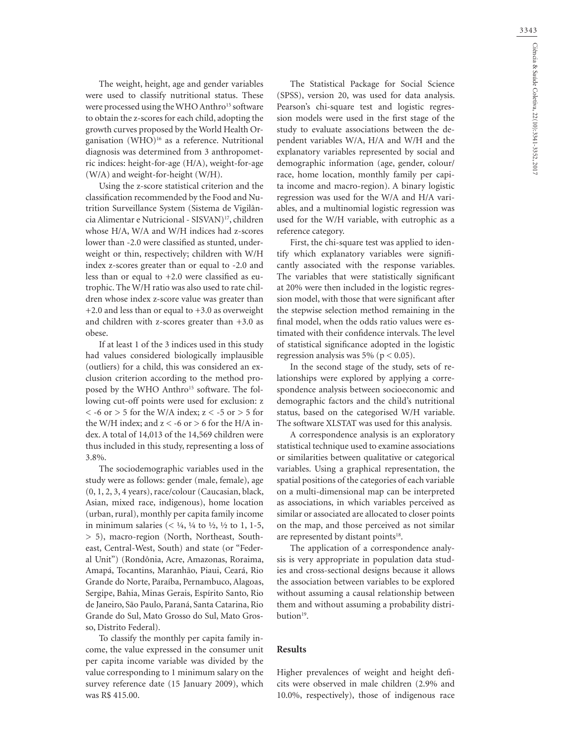The weight, height, age and gender variables were used to classify nutritional status. These were processed using the WHO Anthro[15] software to obtain the z-scores for each child, adopting the growth curves proposed by the World Health Organisation (WHO)[16] as a reference. Nutritional diagnosis was determined from 3 anthropometric indices: height-for-age (H/A), weight-for-age (W/A) and weight-for-height (W/H).

Using the z-score statistical criterion and the classification recommended by the Food and Nutrition Surveillance System (Sistema de Vigilância Alimentar e Nutricional - SISVAN)[17], children whose H/A, W/A and W/H indices had z-scores lower than -2.0 were classified as stunted, underweight or thin, respectively; children with W/H index z-scores greater than or equal to -2.0 and less than or equal to +2.0 were classified as eutrophic. The W/H ratio was also used to rate children whose index z-score value was greater than +2.0 and less than or equal to +3.0 as overweight and children with z-scores greater than +3.0 as obese.

If at least 1 of the 3 indices used in this study had values considered biologically implausible (outliers) for a child, this was considered an exclusion criterion according to the method proposed by the WHO Anthro[15] software. The following cut-off points were used for exclusion: $z < -6$ or $> 5$ for the W/A index; $z < -5$ or $> 5$ for the W/H index; and $z < -6$ or $> 6$ for the H/A index. A total of 14,013 of the 14,569 children were thus included in this study, representing a loss of 3.8%.

The sociodemographic variables used in the study were as follows: gender (male, female), age (0, 1, 2, 3, 4 years), race/colour (Caucasian, black, Asian, mixed race, indigenous), home location (urban, rural), monthly per capita family income in minimum salaries (< ¼, ¼ to ½, ½ to 1, 1-5, > 5), macro-region (North, Northeast, Southeast, Central-West, South) and state (or "Federal Unit") (Rondônia, Acre, Amazonas, Roraima, Amapá, Tocantins, Maranhão, Piaui, Ceará, Rio Grande do Norte, Paraíba, Pernambuco, Alagoas, Sergipe, Bahia, Minas Gerais, Espírito Santo, Rio de Janeiro, São Paulo, Paraná, Santa Catarina, Rio Grande do Sul, Mato Grosso do Sul, Mato Grosso, Distrito Federal).

To classify the monthly per capita family income, the value expressed in the consumer unit per capita income variable was divided by the value corresponding to 1 minimum salary on the survey reference date (15 January 2009), which was R$ 415.00.

The Statistical Package for Social Science (SPSS), version 20, was used for data analysis. Pearson's chi-square test and logistic regression models were used in the first stage of the study to evaluate associations between the dependent variables W/A, H/A and W/H and the explanatory variables represented by social and demographic information (age, gender, colour/race, home location, monthly family per capita income and macro-region). A binary logistic regression was used for the W/A and H/A variables, and a multinomial logistic regression was used for the W/H variable, with eutrophic as a reference category.

First, the chi-square test was applied to identify which explanatory variables were significantly associated with the response variables. The variables that were statistically significant at 20% were then included in the logistic regression model, with those that were significant after the stepwise selection method remaining in the final model, when the odds ratio values were estimated with their confidence intervals. The level of statistical significance adopted in the logistic regression analysis was 5% ($p < 0.05$).

In the second stage of the study, sets of relationships were explored by applying a correspondence analysis between socioeconomic and demographic factors and the child's nutritional status, based on the categorised W/H variable. The software XLSTAT was used for this analysis.

A correspondence analysis is an exploratory statistical technique used to examine associations or similarities between qualitative or categorical variables. Using a graphical representation, the spatial positions of the categories of each variable on a multi-dimensional map can be interpreted as associations, in which variables perceived as similar or associated are allocated to closer points on the map, and those perceived as not similar are represented by distant points[18].

The application of a correspondence analysis is very appropriate in population data studies and cross-sectional designs because it allows the association between variables to be explored without assuming a causal relationship between them and without assuming a probability distribution[19].

## Results

Higher prevalences of weight and height deficits were observed in male children (2.9% and 10.0%, respectively), those of indigenous race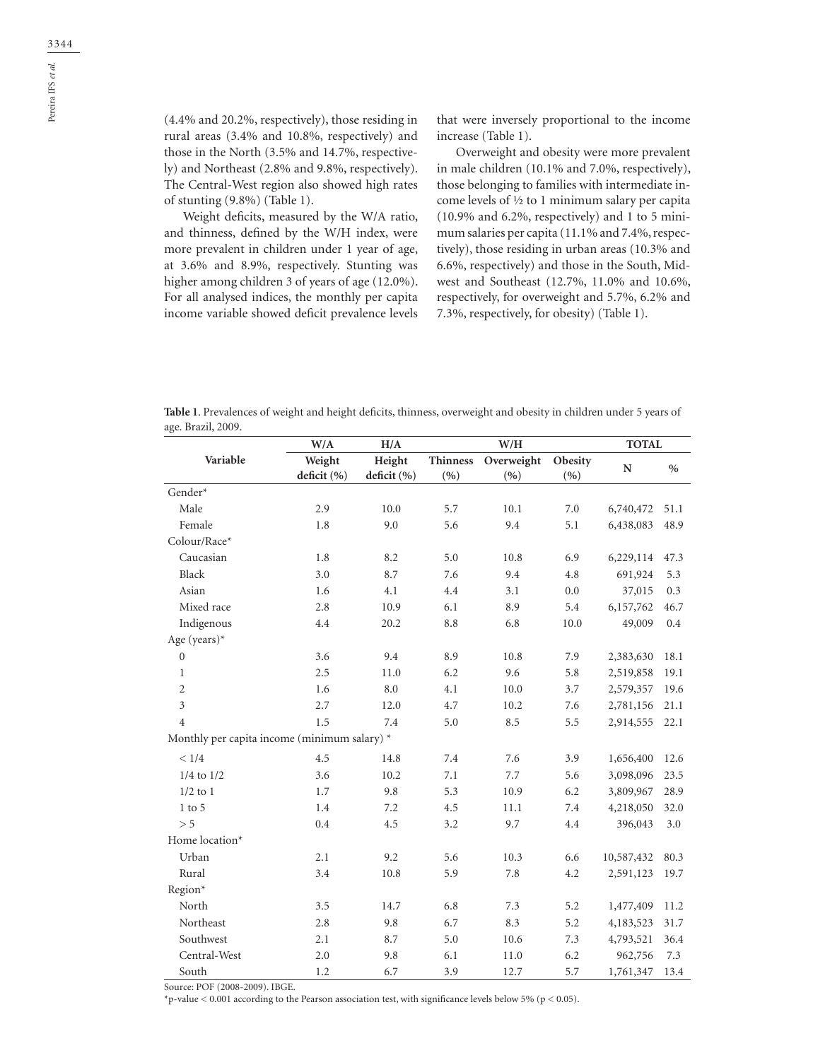(4.4% and 20.2%, respectively), those residing in rural areas (3.4% and 10.8%, respectively) and those in the North (3.5% and 14.7%, respectively) and Northeast (2.8% and 9.8%, respectively). The Central-West region also showed high rates of stunting (9.8%) (Table 1).

Weight deficits, measured by the W/A ratio, and thinness, defined by the W/H index, were more prevalent in children under 1 year of age, at 3.6% and 8.9%, respectively. Stunting was higher among children 3 of years of age (12.0%). For all analysed indices, the monthly per capita income variable showed deficit prevalence levels that were inversely proportional to the income increase (Table 1).

Overweight and obesity were more prevalent in male children (10.1% and 7.0%, respectively), those belonging to families with intermediate income levels of ½ to 1 minimum salary per capita (10.9% and 6.2%, respectively) and 1 to 5 minimum salaries per capita (11.1% and 7.4%, respectively), those residing in urban areas (10.3% and 6.6%, respectively) and those in the South, Midwest and Southeast (12.7%, 11.0% and 10.6%, respectively, for overweight and 5.7%, 6.2% and 7.3%, respectively, for obesity) (Table 1).

**Table 1**. Prevalences of weight and height deficits, thinness, overweight and obesity in children under 5 years of age. Brazil, 2009.

| Variable | W/A | H/A | W/H | | | TOTAL | |
|---|---|---|---|---|---|---|---|
| | Weight deficit (%) | Height deficit (%) | Thinness (%) | Overweight (%) | Obesity (%) | N | % |
| Gender* | | | | | | | |
| Male | 2.9 | 10.0 | 5.7 | 10.1 | 7.0 | 6,740,472 | 51.1 |
| Female | 1.8 | 9.0 | 5.6 | 9.4 | 5.1 | 6,438,083 | 48.9 |
| Colour/Race* | | | | | | | |
| Caucasian | 1.8 | 8.2 | 5.0 | 10.8 | 6.9 | 6,229,114 | 47.3 |
| Black | 3.0 | 8.7 | 7.6 | 9.4 | 4.8 | 691,924 | 5.3 |
| Asian | 1.6 | 4.1 | 4.4 | 3.1 | 0.0 | 37,015 | 0.3 |
| Mixed race | 2.8 | 10.9 | 6.1 | 8.9 | 5.4 | 6,157,762 | 46.7 |
| Indigenous | 4.4 | 20.2 | 8.8 | 6.8 | 10.0 | 49,009 | 0.4 |
| Age (years)* | | | | | | | |
| 0 | 3.6 | 9.4 | 8.9 | 10.8 | 7.9 | 2,383,630 | 18.1 |
| 1 | 2.5 | 11.0 | 6.2 | 9.6 | 5.8 | 2,519,858 | 19.1 |
| 2 | 1.6 | 8.0 | 4.1 | 10.0 | 3.7 | 2,579,357 | 19.6 |
| 3 | 2.7 | 12.0 | 4.7 | 10.2 | 7.6 | 2,781,156 | 21.1 |
| 4 | 1.5 | 7.4 | 5.0 | 8.5 | 5.5 | 2,914,555 | 22.1 |
| Monthly per capita income (minimum salary) * | | | | | | | |
| < 1/4 | 4.5 | 14.8 | 7.4 | 7.6 | 3.9 | 1,656,400 | 12.6 |
| 1/4 to 1/2 | 3.6 | 10.2 | 7.1 | 7.7 | 5.6 | 3,098,096 | 23.5 |
| 1/2 to 1 | 1.7 | 9.8 | 5.3 | 10.9 | 6.2 | 3,809,967 | 28.9 |
| 1 to 5 | 1.4 | 7.2 | 4.5 | 11.1 | 7.4 | 4,218,050 | 32.0 |
| > 5 | 0.4 | 4.5 | 3.2 | 9.7 | 4.4 | 396,043 | 3.0 |
| Home location* | | | | | | | |
| Urban | 2.1 | 9.2 | 5.6 | 10.3 | 6.6 | 10,587,432 | 80.3 |
| Rural | 3.4 | 10.8 | 5.9 | 7.8 | 4.2 | 2,591,123 | 19.7 |
| Region* | | | | | | | |
| North | 3.5 | 14.7 | 6.8 | 7.3 | 5.2 | 1,477,409 | 11.2 |
| Northeast | 2.8 | 9.8 | 6.7 | 8.3 | 5.2 | 4,183,523 | 31.7 |
| Southwest | 2.1 | 8.7 | 5.0 | 10.6 | 7.3 | 4,793,521 | 36.4 |
| Central-West | 2.0 | 9.8 | 6.1 | 11.0 | 6.2 | 962,756 | 7.3 |
| South | 1.2 | 6.7 | 3.9 | 12.7 | 5.7 | 1,761,347 | 13.4 |

Source: POF (2008-2009). IBGE.

*p-value < 0.001 according to the Pearson association test, with significance levels below 5% ($p < 0.05$).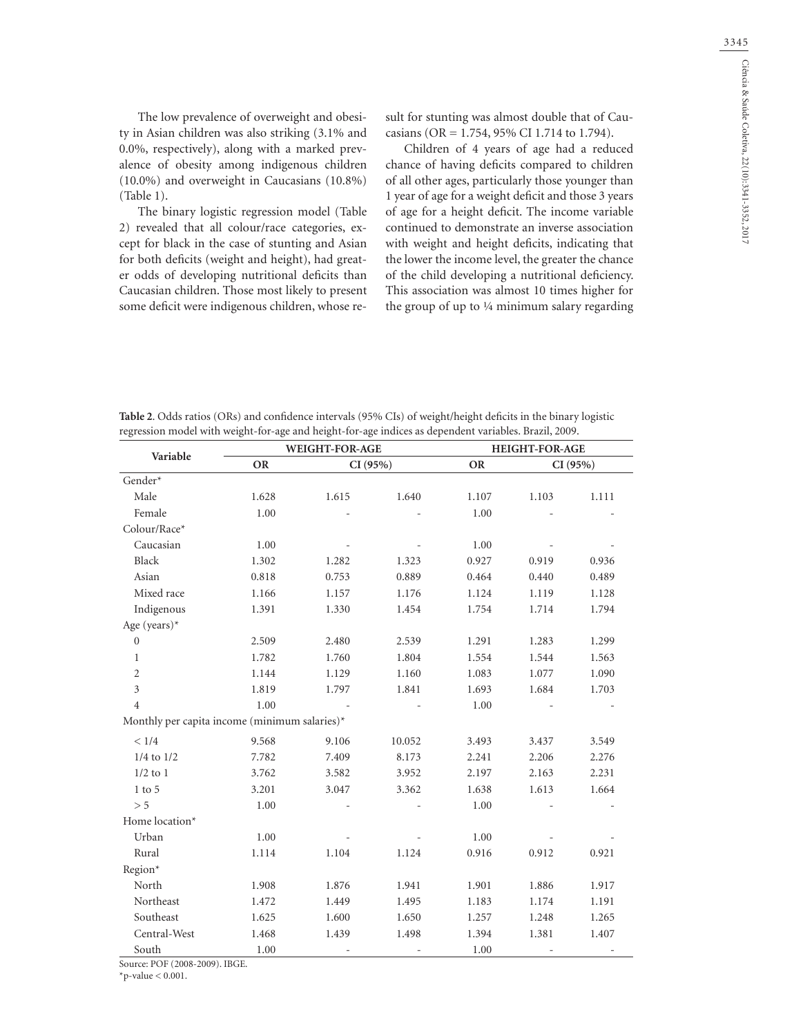The low prevalence of overweight and obesity in Asian children was also striking (3.1% and 0.0%, respectively), along with a marked prevalence of obesity among indigenous children (10.0%) and overweight in Caucasians (10.8%) (Table 1).

The binary logistic regression model (Table 2) revealed that all colour/race categories, except for black in the case of stunting and Asian for both deficits (weight and height), had greater odds of developing nutritional deficits than Caucasian children. Those most likely to present some deficit were indigenous children, whose result for stunting was almost double that of Caucasians (OR = 1.754, 95% CI 1.714 to 1.794).

Children of 4 years of age had a reduced chance of having deficits compared to children of all other ages, particularly those younger than 1 year of age for a weight deficit and those 3 years of age for a height deficit. The income variable continued to demonstrate an inverse association with weight and height deficits, indicating that the lower the income level, the greater the chance of the child developing a nutritional deficiency. This association was almost 10 times higher for the group of up to ¼ minimum salary regarding

**Table 2**. Odds ratios (ORs) and confidence intervals (95% CIs) of weight/height deficits in the binary logistic regression model with weight-for-age and height-for-age indices as dependent variables. Brazil, 2009.

| Variable | WEIGHT-FOR-AGE | | | HEIGHT-FOR-AGE | | |
|---|---|---|---|---|---|---|
| | OR | CI (95%) | | OR | CI (95%) | |
| Gender* | | | | | | |
| Male | 1.628 | 1.615 | 1.640 | 1.107 | 1.103 | 1.111 |
| Female | 1.00 | - | - | 1.00 | - | - |
| Colour/Race* | | | | | | |
| Caucasian | 1.00 | - | - | 1.00 | - | - |
| Black | 1.302 | 1.282 | 1.323 | 0.927 | 0.919 | 0.936 |
| Asian | 0.818 | 0.753 | 0.889 | 0.464 | 0.440 | 0.489 |
| Mixed race | 1.166 | 1.157 | 1.176 | 1.124 | 1.119 | 1.128 |
| Indigenous | 1.391 | 1.330 | 1.454 | 1.754 | 1.714 | 1.794 |
| Age (years)* | | | | | | |
| 0 | 2.509 | 2.480 | 2.539 | 1.291 | 1.283 | 1.299 |
| 1 | 1.782 | 1.760 | 1.804 | 1.554 | 1.544 | 1.563 |
| 2 | 1.144 | 1.129 | 1.160 | 1.083 | 1.077 | 1.090 |
| 3 | 1.819 | 1.797 | 1.841 | 1.693 | 1.684 | 1.703 |
| 4 | 1.00 | - | - | 1.00 | - | - |
| Monthly per capita income (minimum salaries)* | | | | | | |
| < 1/4 | 9.568 | 9.106 | 10.052 | 3.493 | 3.437 | 3.549 |
| 1/4 to 1/2 | 7.782 | 7.409 | 8.173 | 2.241 | 2.206 | 2.276 |
| 1/2 to 1 | 3.762 | 3.582 | 3.952 | 2.197 | 2.163 | 2.231 |
| 1 to 5 | 3.201 | 3.047 | 3.362 | 1.638 | 1.613 | 1.664 |
| > 5 | 1.00 | - | - | 1.00 | - | - |
| Home location* | | | | | | |
| Urban | 1.00 | - | - | 1.00 | - | - |
| Rural | 1.114 | 1.104 | 1.124 | 0.916 | 0.912 | 0.921 |
| Region* | | | | | | |
| North | 1.908 | 1.876 | 1.941 | 1.901 | 1.886 | 1.917 |
| Northeast | 1.472 | 1.449 | 1.495 | 1.183 | 1.174 | 1.191 |
| Southeast | 1.625 | 1.600 | 1.650 | 1.257 | 1.248 | 1.265 |
| Central-West | 1.468 | 1.439 | 1.498 | 1.394 | 1.381 | 1.407 |
| South | 1.00 | - | - | 1.00 | - | - |

Source: POF (2008-2009). IBGE.

*p-value < 0.001.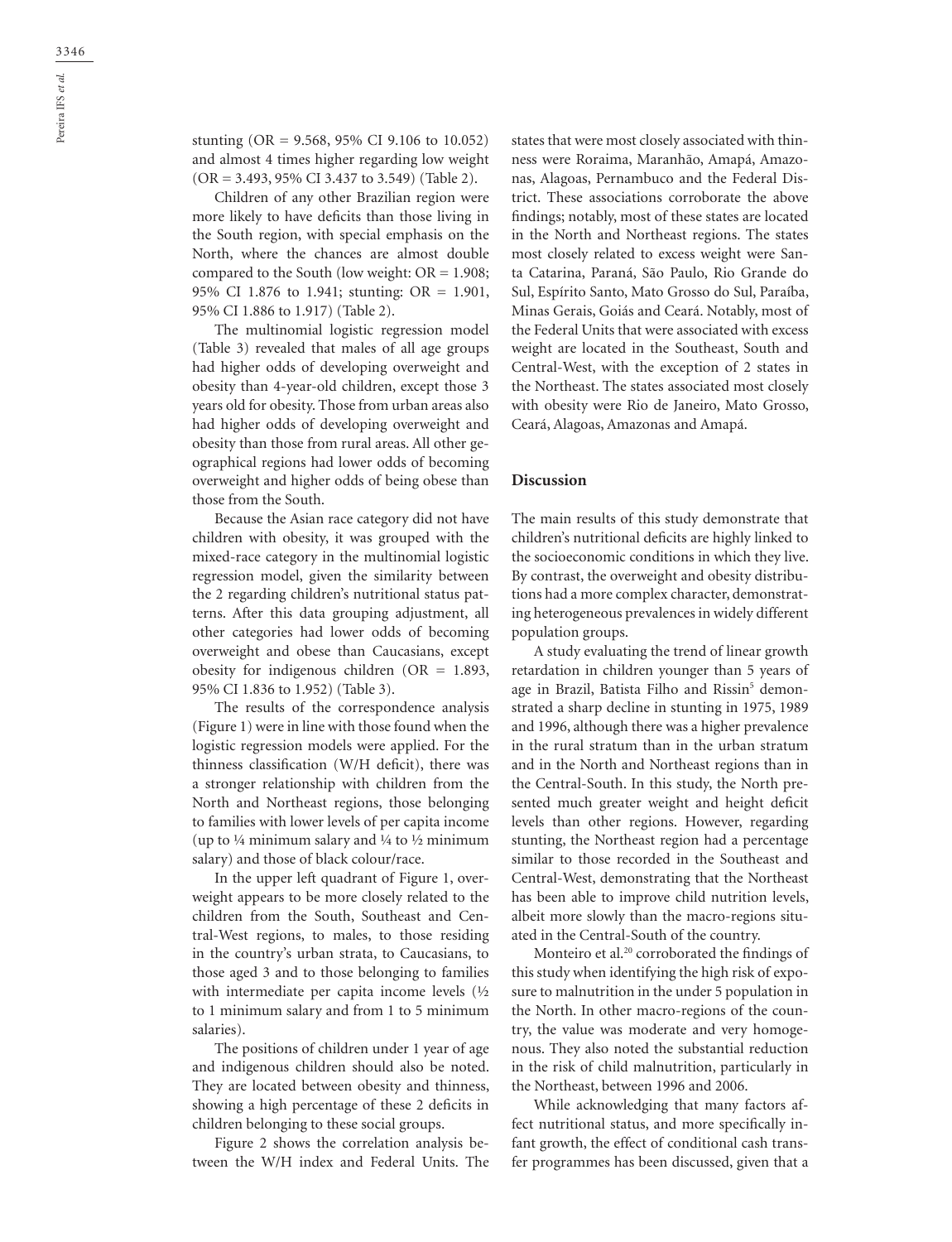stunting (OR = 9.568, 95% CI 9.106 to 10.052) and almost 4 times higher regarding low weight (OR = 3.493, 95% CI 3.437 to 3.549) (Table 2).

Children of any other Brazilian region were more likely to have deficits than those living in the South region, with special emphasis on the North, where the chances are almost double compared to the South (low weight: OR = 1.908; 95% CI 1.876 to 1.941; stunting: OR = 1.901, 95% CI 1.886 to 1.917) (Table 2).

The multinomial logistic regression model (Table 3) revealed that males of all age groups had higher odds of developing overweight and obesity than 4-year-old children, except those 3 years old for obesity. Those from urban areas also had higher odds of developing overweight and obesity than those from rural areas. All other geographical regions had lower odds of becoming overweight and higher odds of being obese than those from the South.

Because the Asian race category did not have children with obesity, it was grouped with the mixed-race category in the multinomial logistic regression model, given the similarity between the 2 regarding children's nutritional status patterns. After this data grouping adjustment, all other categories had lower odds of becoming overweight and obese than Caucasians, except obesity for indigenous children (OR = 1.893, 95% CI 1.836 to 1.952) (Table 3).

The results of the correspondence analysis (Figure 1) were in line with those found when the logistic regression models were applied. For the thinness classification (W/H deficit), there was a stronger relationship with children from the North and Northeast regions, those belonging to families with lower levels of per capita income (up to ¼ minimum salary and ¼ to ½ minimum salary) and those of black colour/race.

In the upper left quadrant of Figure 1, overweight appears to be more closely related to the children from the South, Southeast and Central-West regions, to males, to those residing in the country's urban strata, to Caucasians, to those aged 3 and to those belonging to families with intermediate per capita income levels (½ to 1 minimum salary and from 1 to 5 minimum salaries).

The positions of children under 1 year of age and indigenous children should also be noted. They are located between obesity and thinness, showing a high percentage of these 2 deficits in children belonging to these social groups.

Figure 2 shows the correlation analysis between the W/H index and Federal Units. The states that were most closely associated with thinness were Roraima, Maranhão, Amapá, Amazonas, Alagoas, Pernambuco and the Federal District. These associations corroborate the above findings; notably, most of these states are located in the North and Northeast regions. The states most closely related to excess weight were Santa Catarina, Paraná, São Paulo, Rio Grande do Sul, Espírito Santo, Mato Grosso do Sul, Paraíba, Minas Gerais, Goiás and Ceará. Notably, most of the Federal Units that were associated with excess weight are located in the Southeast, South and Central-West, with the exception of 2 states in the Northeast. The states associated most closely with obesity were Rio de Janeiro, Mato Grosso, Ceará, Alagoas, Amazonas and Amapá.

## Discussion

The main results of this study demonstrate that children's nutritional deficits are highly linked to the socioeconomic conditions in which they live. By contrast, the overweight and obesity distributions had a more complex character, demonstrating heterogeneous prevalences in widely different population groups.

A study evaluating the trend of linear growth retardation in children younger than 5 years of age in Brazil, Batista Filho and Rissin[5] demonstrated a sharp decline in stunting in 1975, 1989 and 1996, although there was a higher prevalence in the rural stratum than in the urban stratum and in the North and Northeast regions than in the Central-South. In this study, the North presented much greater weight and height deficit levels than other regions. However, regarding stunting, the Northeast region had a percentage similar to those recorded in the Southeast and Central-West, demonstrating that the Northeast has been able to improve child nutrition levels, albeit more slowly than the macro-regions situated in the Central-South of the country.

Monteiro et al.[20] corroborated the findings of this study when identifying the high risk of exposure to malnutrition in the under 5 population in the North. In other macro-regions of the country, the value was moderate and very homogenous. They also noted the substantial reduction in the risk of child malnutrition, particularly in the Northeast, between 1996 and 2006.

While acknowledging that many factors affect nutritional status, and more specifically infant growth, the effect of conditional cash transfer programmes has been discussed, given that a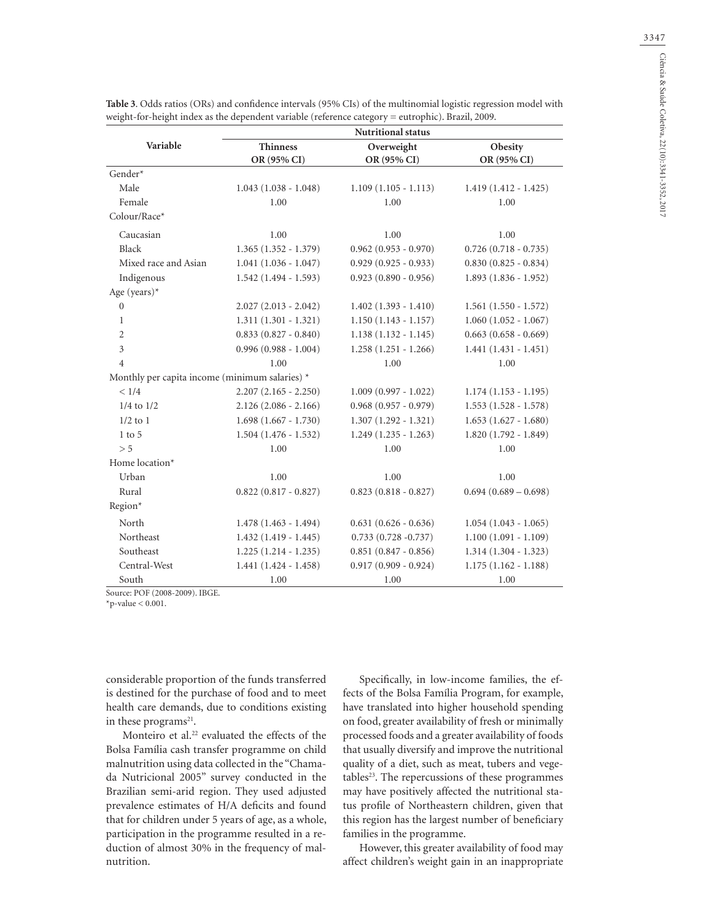**Table 3**. Odds ratios (ORs) and confidence intervals (95% CIs) of the multinomial logistic regression model with weight-for-height index as the dependent variable (reference category = eutrophic). Brazil, 2009.

| Variable | Nutritional status | | |
|---|---|---|---|
| | Thinness | Overweight | Obesity |
| | OR (95% CI) | OR (95% CI) | OR (95% CI) |
| Gender* | | | |
| Male | 1.043 (1.038 - 1.048) | 1.109 (1.105 - 1.113) | 1.419 (1.412 - 1.425) |
| Female | 1.00 | 1.00 | 1.00 |
| Colour/Race* | | | |
| Caucasian | 1.00 | 1.00 | 1.00 |
| Black | 1.365 (1.352 - 1.379) | 0.962 (0.953 - 0.970) | 0.726 (0.718 - 0.735) |
| Mixed race and Asian | 1.041 (1.036 - 1.047) | 0.929 (0.925 - 0.933) | 0.830 (0.825 - 0.834) |
| Indigenous | 1.542 (1.494 - 1.593) | 0.923 (0.890 - 0.956) | 1.893 (1.836 - 1.952) |
| Age (years)* | | | |
| 0 | 2.027 (2.013 - 2.042) | 1.402 (1.393 - 1.410) | 1.561 (1.550 - 1.572) |
| 1 | 1.311 (1.301 - 1.321) | 1.150 (1.143 - 1.157) | 1.060 (1.052 - 1.067) |
| 2 | 0.833 (0.827 - 0.840) | 1.138 (1.132 - 1.145) | 0.663 (0.658 - 0.669) |
| 3 | 0.996 (0.988 - 1.004) | 1.258 (1.251 - 1.266) | 1.441 (1.431 - 1.451) |
| 4 | 1.00 | 1.00 | 1.00 |
| Monthly per capita income (minimum salaries) * | | | |
| < 1/4 | 2.207 (2.165 - 2.250) | 1.009 (0.997 - 1.022) | 1.174 (1.153 - 1.195) |
| 1/4 to 1/2 | 2.126 (2.086 - 2.166) | 0.968 (0.957 - 0.979) | 1.553 (1.528 - 1.578) |
| 1/2 to 1 | 1.698 (1.667 - 1.730) | 1.307 (1.292 - 1.321) | 1.653 (1.627 - 1.680) |
| 1 to 5 | 1.504 (1.476 - 1.532) | 1.249 (1.235 - 1.263) | 1.820 (1.792 - 1.849) |
| > 5 | 1.00 | 1.00 | 1.00 |
| Home location* | | | |
| Urban | 1.00 | 1.00 | 1.00 |
| Rural | 0.822 (0.817 - 0.827) | 0.823 (0.818 - 0.827) | 0.694 (0.689 – 0.698) |
| Region* | | | |
| North | 1.478 (1.463 - 1.494) | 0.631 (0.626 - 0.636) | 1.054 (1.043 - 1.065) |
| Northeast | 1.432 (1.419 - 1.445) | 0.733 (0.728 -0.737) | 1.100 (1.091 - 1.109) |
| Southeast | 1.225 (1.214 - 1.235) | 0.851 (0.847 - 0.856) | 1.314 (1.304 - 1.323) |
| Central-West | 1.441 (1.424 - 1.458) | 0.917 (0.909 - 0.924) | 1.175 (1.162 - 1.188) |
| South | 1.00 | 1.00 | 1.00 |

Source: POF (2008-2009). IBGE.

*p-value < 0.001.

considerable proportion of the funds transferred is destined for the purchase of food and to meet health care demands, due to conditions existing in these programs[21].

Monteiro et al.[22] evaluated the effects of the Bolsa Família cash transfer programme on child malnutrition using data collected in the "Chamada Nutricional 2005" survey conducted in the Brazilian semi-arid region. They used adjusted prevalence estimates of H/A deficits and found that for children under 5 years of age, as a whole, participation in the programme resulted in a reduction of almost 30% in the frequency of malnutrition.

Specifically, in low-income families, the effects of the Bolsa Família Program, for example, have translated into higher household spending on food, greater availability of fresh or minimally processed foods and a greater availability of foods that usually diversify and improve the nutritional quality of a diet, such as meat, tubers and vegetables[23]. The repercussions of these programmes may have positively affected the nutritional status profile of Northeastern children, given that this region has the largest number of beneficiary families in the programme.

However, this greater availability of food may affect children's weight gain in an inappropriate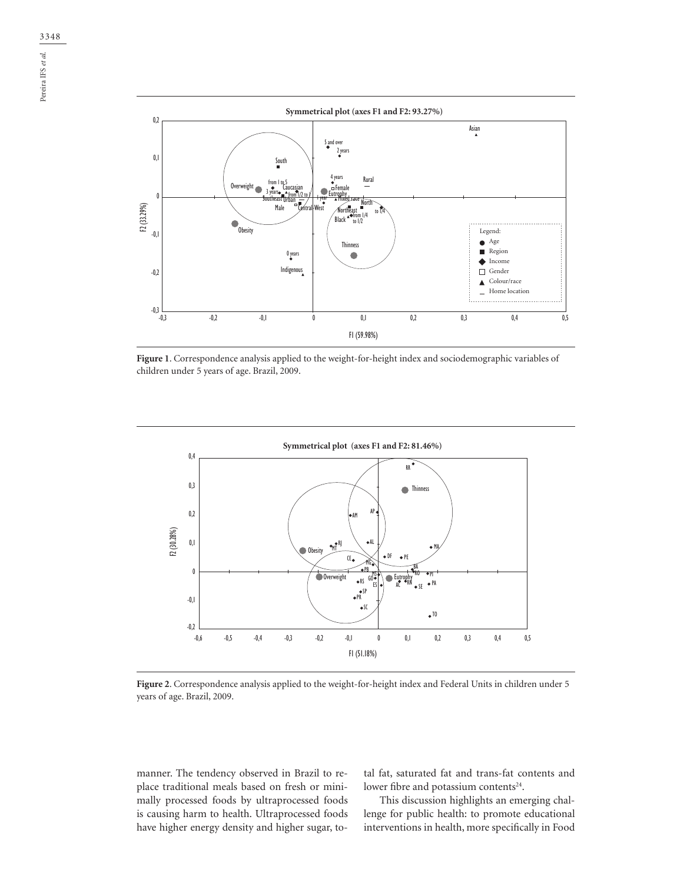**Figure 1**. Correspondence analysis applied to the weight-for-height index and sociodemographic variables of children under 5 years of age. Brazil, 2009.

**Figure 2**. Correspondence analysis applied to the weight-for-height index and Federal Units in children under 5 years of age. Brazil, 2009.

manner. The tendency observed in Brazil to replace traditional meals based on fresh or minimally processed foods by ultraprocessed foods is causing harm to health. Ultraprocessed foods have higher energy density and higher sugar, total fat, saturated fat and trans-fat contents and lower fibre and potassium contents[24].

This discussion highlights an emerging challenge for public health: to promote educational interventions in health, more specifically in Food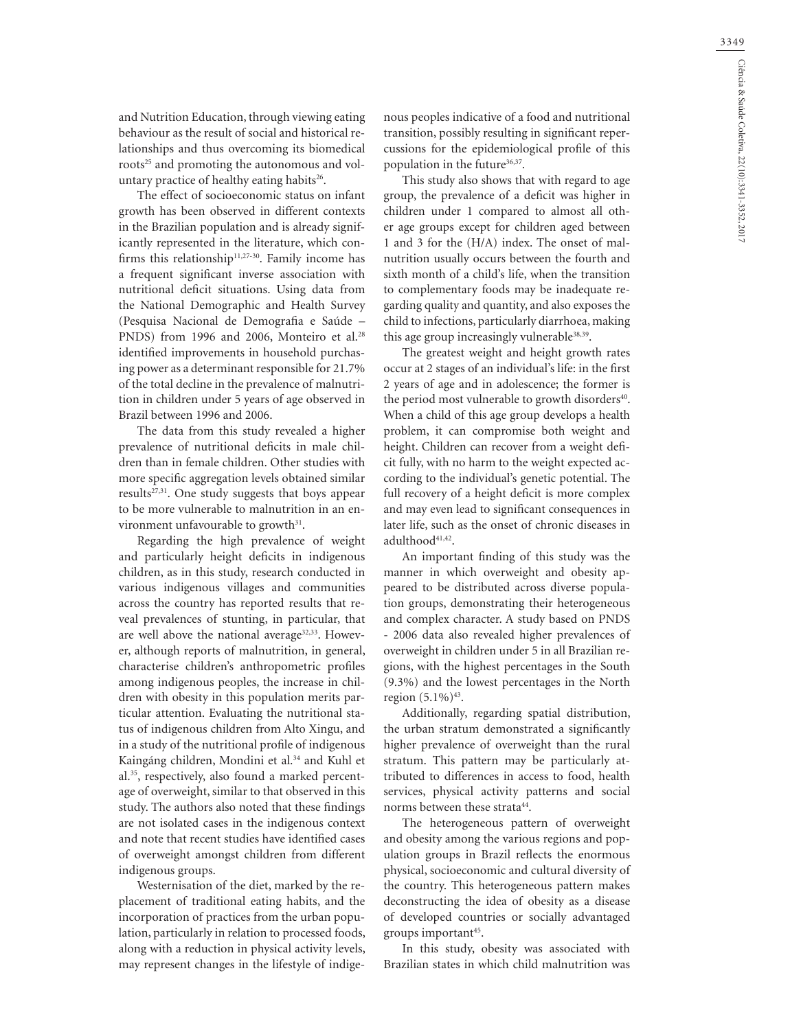and Nutrition Education, through viewing eating behaviour as the result of social and historical relationships and thus overcoming its biomedical roots[25] and promoting the autonomous and voluntary practice of healthy eating habits[26].

The effect of socioeconomic status on infant growth has been observed in different contexts in the Brazilian population and is already significantly represented in the literature, which confirms this relationship[11,27-30]. Family income has a frequent significant inverse association with nutritional deficit situations. Using data from the National Demographic and Health Survey (Pesquisa Nacional de Demografia e Saúde – PNDS) from 1996 and 2006, Monteiro et al.[28] identified improvements in household purchasing power as a determinant responsible for 21.7% of the total decline in the prevalence of malnutrition in children under 5 years of age observed in Brazil between 1996 and 2006.

The data from this study revealed a higher prevalence of nutritional deficits in male children than in female children. Other studies with more specific aggregation levels obtained similar results[27,31]. One study suggests that boys appear to be more vulnerable to malnutrition in an environment unfavourable to growth[31].

Regarding the high prevalence of weight and particularly height deficits in indigenous children, as in this study, research conducted in various indigenous villages and communities across the country has reported results that reveal prevalences of stunting, in particular, that are well above the national average[32,33]. However, although reports of malnutrition, in general, characterise children's anthropometric profiles among indigenous peoples, the increase in children with obesity in this population merits particular attention. Evaluating the nutritional status of indigenous children from Alto Xingu, and in a study of the nutritional profile of indigenous Kaingáng children, Mondini et al.[34] and Kuhl et al.[35], respectively, also found a marked percentage of overweight, similar to that observed in this study. The authors also noted that these findings are not isolated cases in the indigenous context and note that recent studies have identified cases of overweight amongst children from different indigenous groups.

Westernisation of the diet, marked by the replacement of traditional eating habits, and the incorporation of practices from the urban population, particularly in relation to processed foods, along with a reduction in physical activity levels, may represent changes in the lifestyle of indigenous peoples indicative of a food and nutritional transition, possibly resulting in significant repercussions for the epidemiological profile of this population in the future[36,37].

This study also shows that with regard to age group, the prevalence of a deficit was higher in children under 1 compared to almost all other age groups except for children aged between 1 and 3 for the (H/A) index. The onset of malnutrition usually occurs between the fourth and sixth month of a child's life, when the transition to complementary foods may be inadequate regarding quality and quantity, and also exposes the child to infections, particularly diarrhoea, making this age group increasingly vulnerable[38,39].

The greatest weight and height growth rates occur at 2 stages of an individual's life: in the first 2 years of age and in adolescence; the former is the period most vulnerable to growth disorders[40]. When a child of this age group develops a health problem, it can compromise both weight and height. Children can recover from a weight deficit fully, with no harm to the weight expected according to the individual's genetic potential. The full recovery of a height deficit is more complex and may even lead to significant consequences in later life, such as the onset of chronic diseases in adulthood[41,42].

An important finding of this study was the manner in which overweight and obesity appeared to be distributed across diverse population groups, demonstrating their heterogeneous and complex character. A study based on PNDS - 2006 data also revealed higher prevalences of overweight in children under 5 in all Brazilian regions, with the highest percentages in the South (9.3%) and the lowest percentages in the North region (5.1%)[43].

Additionally, regarding spatial distribution, the urban stratum demonstrated a significantly higher prevalence of overweight than the rural stratum. This pattern may be particularly attributed to differences in access to food, health services, physical activity patterns and social norms between these strata[44].

The heterogeneous pattern of overweight and obesity among the various regions and population groups in Brazil reflects the enormous physical, socioeconomic and cultural diversity of the country. This heterogeneous pattern makes deconstructing the idea of obesity as a disease of developed countries or socially advantaged groups important[45].

In this study, obesity was associated with Brazilian states in which child malnutrition was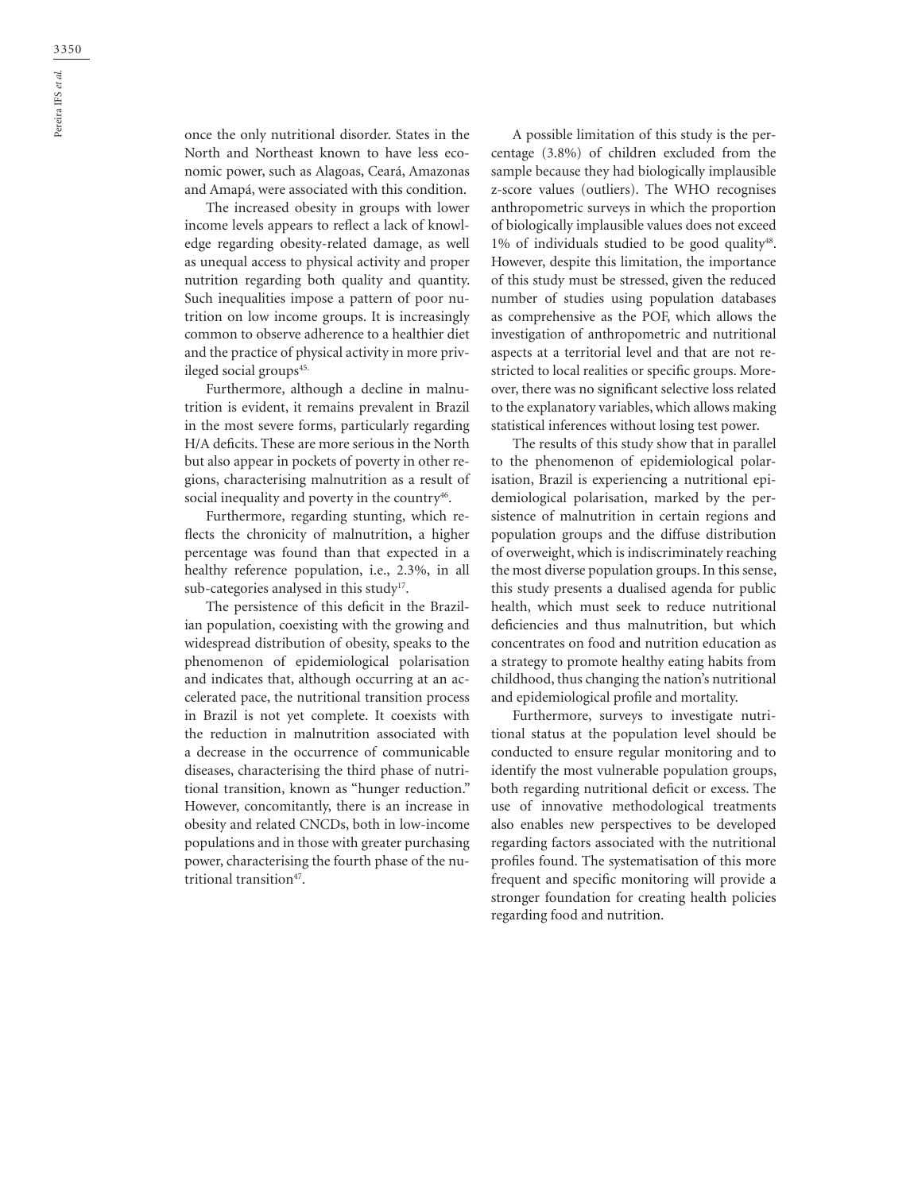once the only nutritional disorder. States in the North and Northeast known to have less economic power, such as Alagoas, Ceará, Amazonas and Amapá, were associated with this condition.

The increased obesity in groups with lower income levels appears to reflect a lack of knowledge regarding obesity-related damage, as well as unequal access to physical activity and proper nutrition regarding both quality and quantity. Such inequalities impose a pattern of poor nutrition on low income groups. It is increasingly common to observe adherence to a healthier diet and the practice of physical activity in more privileged social groups[45].

Furthermore, although a decline in malnutrition is evident, it remains prevalent in Brazil in the most severe forms, particularly regarding H/A deficits. These are more serious in the North but also appear in pockets of poverty in other regions, characterising malnutrition as a result of social inequality and poverty in the country[46].

Furthermore, regarding stunting, which reflects the chronicity of malnutrition, a higher percentage was found than that expected in a healthy reference population, i.e., 2.3%, in all sub-categories analysed in this study[17].

The persistence of this deficit in the Brazilian population, coexisting with the growing and widespread distribution of obesity, speaks to the phenomenon of epidemiological polarisation and indicates that, although occurring at an accelerated pace, the nutritional transition process in Brazil is not yet complete. It coexists with the reduction in malnutrition associated with a decrease in the occurrence of communicable diseases, characterising the third phase of nutritional transition, known as "hunger reduction." However, concomitantly, there is an increase in obesity and related CNCDs, both in low-income populations and in those with greater purchasing power, characterising the fourth phase of the nutritional transition[47].

A possible limitation of this study is the percentage (3.8%) of children excluded from the sample because they had biologically implausible z-score values (outliers). The WHO recognises anthropometric surveys in which the proportion of biologically implausible values does not exceed 1% of individuals studied to be good quality[48]. However, despite this limitation, the importance of this study must be stressed, given the reduced number of studies using population databases as comprehensive as the POF, which allows the investigation of anthropometric and nutritional aspects at a territorial level and that are not restricted to local realities or specific groups. Moreover, there was no significant selective loss related to the explanatory variables, which allows making statistical inferences without losing test power.

The results of this study show that in parallel to the phenomenon of epidemiological polarisation, Brazil is experiencing a nutritional epidemiological polarisation, marked by the persistence of malnutrition in certain regions and population groups and the diffuse distribution of overweight, which is indiscriminately reaching the most diverse population groups. In this sense, this study presents a dualised agenda for public health, which must seek to reduce nutritional deficiencies and thus malnutrition, but which concentrates on food and nutrition education as a strategy to promote healthy eating habits from childhood, thus changing the nation's nutritional and epidemiological profile and mortality.

Furthermore, surveys to investigate nutritional status at the population level should be conducted to ensure regular monitoring and to identify the most vulnerable population groups, both regarding nutritional deficit or excess. The use of innovative methodological treatments also enables new perspectives to be developed regarding factors associated with the nutritional profiles found. The systematisation of this more frequent and specific monitoring will provide a stronger foundation for creating health policies regarding food and nutrition.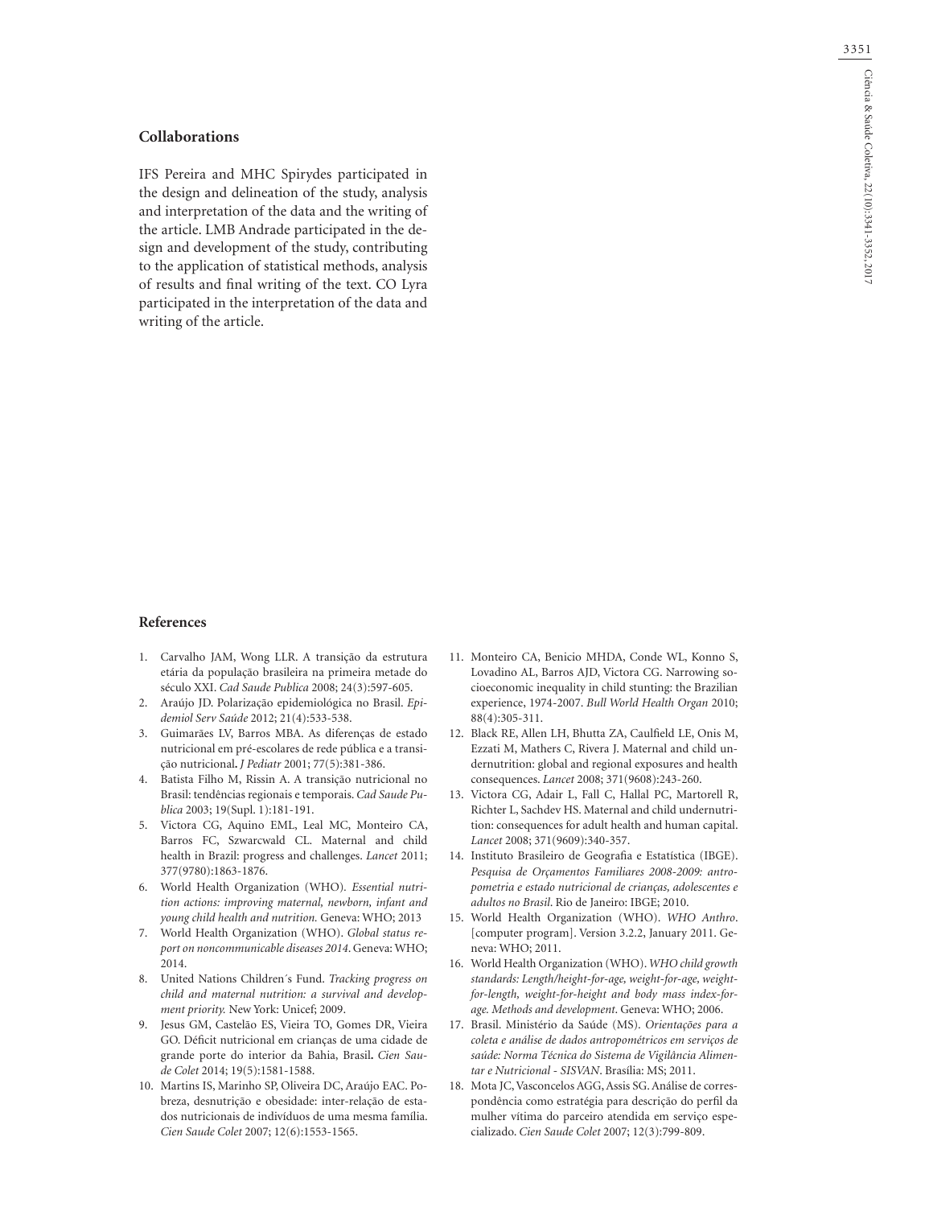## Collaborations

IFS Pereira and MHC Spirydes participated in the design and delineation of the study, analysis and interpretation of the data and the writing of the article. LMB Andrade participated in the design and development of the study, contributing to the application of statistical methods, analysis of results and final writing of the text. CO Lyra participated in the interpretation of the data and writing of the article.

## References

1. Carvalho JAM, Wong LLR. A transição da estrutura etária da população brasileira na primeira metade do século XXI. *Cad Saude Publica* 2008; 24(3):597-605.
2. Araújo JD. Polarização epidemiológica no Brasil. *Epidemiol Serv Saúde* 2012; 21(4):533-538.
3. Guimarães LV, Barros MBA. As diferenças de estado nutricional em pré-escolares de rede pública e a transição nutricional. *J Pediatr* 2001; 77(5):381-386.
4. Batista Filho M, Rissin A. A transição nutricional no Brasil: tendências regionais e temporais. *Cad Saude Publica* 2003; 19(Supl. 1):181-191.
5. Victora CG, Aquino EML, Leal MC, Monteiro CA, Barros FC, Szwarcwald CL. Maternal and child health in Brazil: progress and challenges. *Lancet* 2011; 377(9780):1863-1876.
6. World Health Organization (WHO). *Essential nutrition actions: improving maternal, newborn, infant and young child health and nutrition.* Geneva: WHO; 2013
7. World Health Organization (WHO). *Global status report on noncommunicable diseases 2014*. Geneva: WHO; 2014.
8. United Nations Children´s Fund. *Tracking progress on child and maternal nutrition: a survival and development priority.* New York: Unicef; 2009.
9. Jesus GM, Castelão ES, Vieira TO, Gomes DR, Vieira GO. Déficit nutricional em crianças de uma cidade de grande porte do interior da Bahia, Brasil. *Cien Saude Colet* 2014; 19(5):1581-1588.
10. Martins IS, Marinho SP, Oliveira DC, Araújo EAC. Pobreza, desnutrição e obesidade: inter-relação de estados nutricionais de indivíduos de uma mesma família. *Cien Saude Colet* 2007; 12(6):1553-1565.
11. Monteiro CA, Benicio MHDA, Conde WL, Konno S, Lovadino AL, Barros AJD, Victora CG. Narrowing socioeconomic inequality in child stunting: the Brazilian experience, 1974-2007. *Bull World Health Organ* 2010; 88(4):305-311.
12. Black RE, Allen LH, Bhutta ZA, Caulfield LE, Onis M, Ezzati M, Mathers C, Rivera J. Maternal and child undernutrition: global and regional exposures and health consequences. *Lancet* 2008; 371(9608):243-260.
13. Victora CG, Adair L, Fall C, Hallal PC, Martorell R, Richter L, Sachdev HS. Maternal and child undernutrition: consequences for adult health and human capital. *Lancet* 2008; 371(9609):340-357.
14. Instituto Brasileiro de Geografia e Estatística (IBGE). *Pesquisa de Orçamentos Familiares 2008-2009: antropometria e estado nutricional de crianças, adolescentes e adultos no Brasil*. Rio de Janeiro: IBGE; 2010.
15. World Health Organization (WHO). *WHO Anthro*. [computer program]. Version 3.2.2, January 2011. Geneva: WHO; 2011.
16. World Health Organization (WHO). *WHO child growth standards: Length/height-for-age, weight-for-age, weight-for-length, weight-for-height and body mass index-for-age. Methods and development*. Geneva: WHO; 2006.
17. Brasil. Ministério da Saúde (MS). *Orientações para a coleta e análise de dados antropométricos em serviços de saúde: Norma Técnica do Sistema de Vigilância Alimentar e Nutricional - SISVAN*. Brasília: MS; 2011.
18. Mota JC, Vasconcelos AGG, Assis SG. Análise de correspondência como estratégia para descrição do perfil da mulher vítima do parceiro atendida em serviço especializado. *Cien Saude Colet* 2007; 12(3):799-809.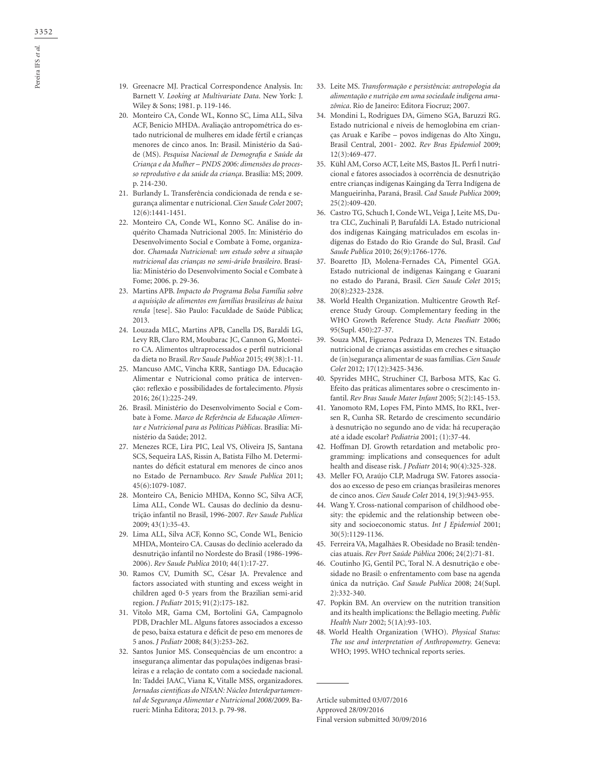19. Greenacre MJ. Practical Correspondence Analysis. In: Barnett V. *Looking at Multivariate Data*. New York: J. Wiley & Sons; 1981. p. 119-146.
20. Monteiro CA, Conde WL, Konno SC, Lima ALL, Silva ACF, Benicio MHDA. Avaliação antropométrica do estado nutricional de mulheres em idade fértil e crianças menores de cinco anos. In: Brasil. Ministério da Saúde (MS). *Pesquisa Nacional de Demografia e Saúde da Criança e da Mulher – PNDS 2006: dimensões do processo reprodutivo e da saúde da criança*. Brasília: MS; 2009. p. 214-230.
21. Burlandy L. Transferência condicionada de renda e segurança alimentar e nutricional. *Cien Saude Colet* 2007; 12(6):1441-1451.
22. Monteiro CA, Conde WL, Konno SC. Análise do inquérito Chamada Nutricional 2005. In: Ministério do Desenvolvimento Social e Combate à Fome, organizador. *Chamada Nutricional: um estudo sobre a situação nutricional das crianças no semi-árido brasileiro*. Brasília: Ministério do Desenvolvimento Social e Combate à Fome; 2006. p. 29-36.
23. Martins APB. *Impacto do Programa Bolsa Família sobre a aquisição de alimentos em famílias brasileiras de baixa renda* [tese]. São Paulo: Faculdade de Saúde Pública; 2013.
24. Louzada MLC, Martins APB, Canella DS, Baraldi LG, Levy RB, Claro RM, Moubarac JC, Cannon G, Monteiro CA. Alimentos ultraprocessados e perfil nutricional da dieta no Brasil. *Rev Saude Publica* 2015; 49(38):1-11.
25. Mancuso AMC, Vincha KRR, Santiago DA. Educação Alimentar e Nutricional como prática de intervenção: reflexão e possibilidades de fortalecimento. *Physis* 2016; 26(1):225-249.
26. Brasil. Ministério do Desenvolvimento Social e Combate à Fome. *Marco de Referência de Educação Alimentar e Nutricional para as Políticas Públicas*. Brasília: Ministério da Saúde; 2012.
27. Menezes RCE, Lira PIC, Leal VS, Oliveira JS, Santana SCS, Sequeira LAS, Rissin A, Batista Filho M. Determinantes do déficit estatural em menores de cinco anos no Estado de Pernambuco. *Rev Saude Publica* 2011; 45(6):1079-1087.
28. Monteiro CA, Benicio MHDA, Konno SC, Silva ACF, Lima ALL, Conde WL. Causas do declínio da desnutrição infantil no Brasil, 1996-2007. *Rev Saude Publica* 2009; 43(1):35-43.
29. Lima ALL, Silva ACF, Konno SC, Conde WL, Benicio MHDA, Monteiro CA. Causas do declínio acelerado da desnutrição infantil no Nordeste do Brasil (1986-1996-2006). *Rev Saude Publica* 2010; 44(1):17-27.
30. Ramos CV, Dumith SC, César JA. Prevalence and factors associated with stunting and excess weight in children aged 0-5 years from the Brazilian semi-arid region. *J Pediatr* 2015; 91(2):175-182.
31. Vitolo MR, Gama CM, Bortolini GA, Campagnolo PDB, Drachler ML. Alguns fatores associados a excesso de peso, baixa estatura e déficit de peso em menores de 5 anos. *J Pediatr* 2008; 84(3):253-262.
32. Santos Junior MS. Consequências de um encontro: a insegurança alimentar das populações indígenas brasileiras e a relação de contato com a sociedade nacional. In: Taddei JAAC, Viana K, Vitalle MSS, organizadores. *Jornadas científicas do NISAN: Núcleo Interdepartamental de Segurança Alimentar e Nutricional 2008/2009*. Barueri: Minha Editora; 2013. p. 79-98.
33. Leite MS. *Transformação e persistência: antropologia da alimentação e nutrição em uma sociedade indígena amazônica*. Rio de Janeiro: Editora Fiocruz; 2007.
34. Mondini L, Rodrigues DA, Gimeno SGA, Baruzzi RG. Estado nutricional e níveis de hemoglobina em crianças Aruak e Karibe – povos indígenas do Alto Xingu, Brasil Central, 2001- 2002. *Rev Bras Epidemiol* 2009; 12(3):469-477.
35. Kühl AM, Corso ACT, Leite MS, Bastos JL. Perfi l nutricional e fatores associados à ocorrência de desnutrição entre crianças indígenas Kaingáng da Terra Indígena de Mangueirinha, Paraná, Brasil. *Cad Saude Publica* 2009; 25(2):409-420.
36. Castro TG, Schuch I, Conde WL, Veiga J, Leite MS, Dutra CLC, Zuchinali P, Barufaldi LA. Estado nutricional dos indígenas Kaingáng matriculados em escolas indígenas do Estado do Rio Grande do Sul, Brasil. *Cad Saude Publica* 2010; 26(9):1766-1776.
37. Boaretto JD, Molena-Fernades CA, Pimentel GGA. Estado nutricional de indígenas Kaingang e Guarani no estado do Paraná, Brasil. *Cien Saude Colet* 2015; 20(8):2323-2328.
38. World Health Organization. Multicentre Growth Reference Study Group. Complementary feeding in the WHO Growth Reference Study. *Acta Paediatr* 2006; 95(Supl. 450):27-37.
39. Souza MM, Figueroa Pedraza D, Menezes TN. Estado nutricional de crianças assistidas em creches e situação de (in)segurança alimentar de suas famílias. *Cien Saude Colet* 2012; 17(12):3425-3436.
40. Spyrides MHC, Struchiner CJ, Barbosa MTS, Kac G. Efeito das práticas alimentares sobre o crescimento infantil. *Rev Bras Saude Mater Infant* 2005; 5(2):145-153.
41. Yanomoto RM, Lopes FM, Pinto MMS, Ito RKL, Iversen R, Cunha SR. Retardo de crescimento secundário à desnutrição no segundo ano de vida: há recuperação até a idade escolar? *Pediatria* 2001; (1):37-44.
42. Hoffman DJ. Growth retardation and metabolic programming: implications and consequences for adult health and disease risk. *J Pediatr* 2014; 90(4):325-328.
43. Meller FO, Araújo CLP, Madruga SW. Fatores associados ao excesso de peso em crianças brasileiras menores de cinco anos. *Cien Saude Colet* 2014, 19(3):943-955.
44. Wang Y. Cross-national comparison of childhood obesity: the epidemic and the relationship between obesity and socioeconomic status. *Int J Epidemiol* 2001; 30(5):1129-1136.
45. Ferreira VA, Magalhães R. Obesidade no Brasil: tendências atuais. *Rev Port Saúde Pública* 2006; 24(2):71-81.
46. Coutinho JG, Gentil PC, Toral N. A desnutrição e obesidade no Brasil: o enfrentamento com base na agenda única da nutrição. *Cad Saude Publica* 2008; 24(Supl. 2):332-340.
47. Popkin BM. An overview on the nutrition transition and its health implications: the Bellagio meeting. *Public Health Nutr* 2002; 5(1A):93-103.
48. World Health Organization (WHO). *Physical Status: The use and interpretation of Anthropometry.* Geneva: WHO; 1995. WHO technical reports series.

---

Article submitted 03/07/2016
Approved 28/09/2016
Final version submitted 30/09/2016